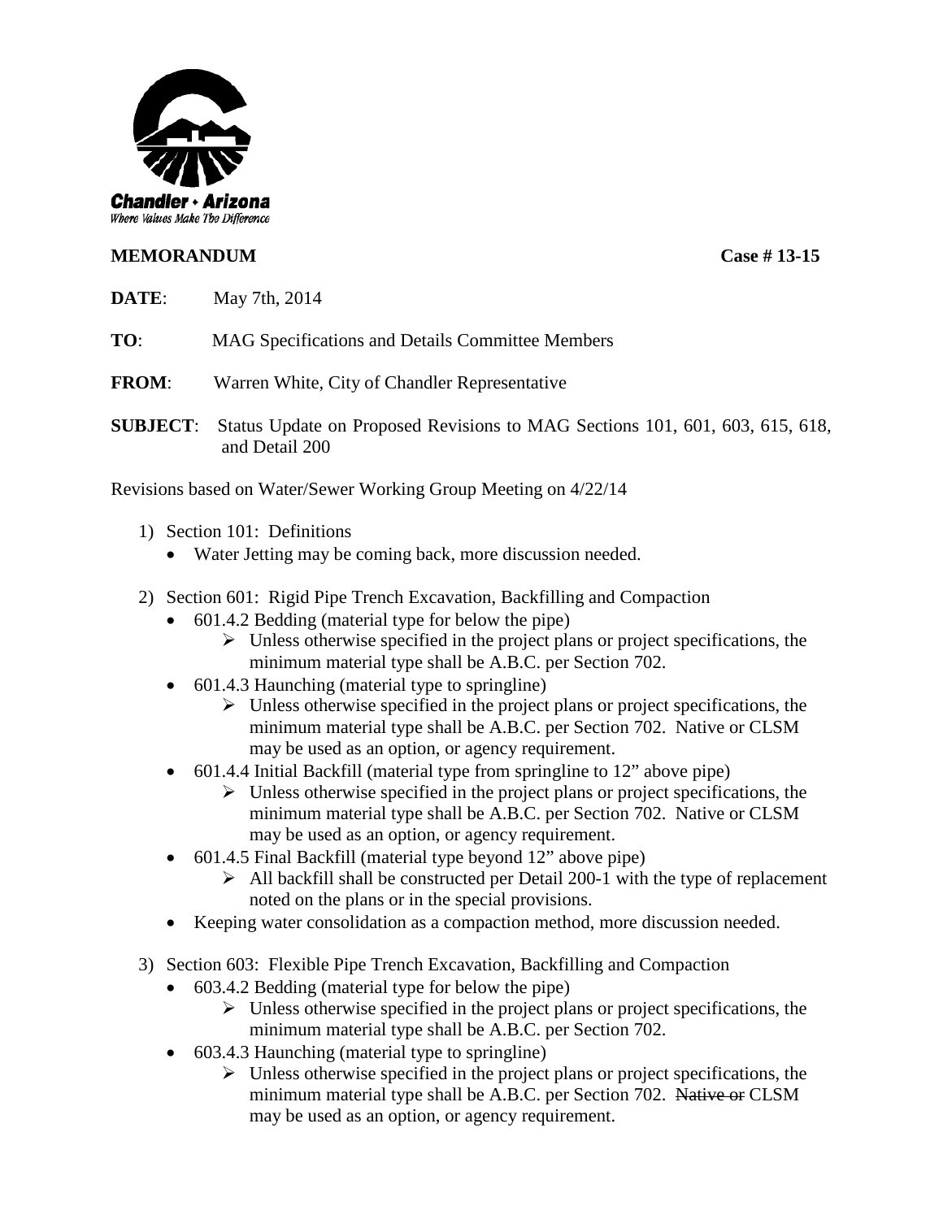Chandler • Arizona
*Where Values Make The Difference*

**MEMORANDUM** **Case # 13-15**

**DATE**: May 7th, 2014

**TO**: MAG Specifications and Details Committee Members

**FROM**: Warren White, City of Chandler Representative

**SUBJECT**: Status Update on Proposed Revisions to MAG Sections 101, 601, 603, 615, 618, and Detail 200

Revisions based on Water/Sewer Working Group Meeting on 4/22/14

1) Section 101: Definitions
   - Water Jetting may be coming back, more discussion needed.

2) Section 601: Rigid Pipe Trench Excavation, Backfilling and Compaction
   - 601.4.2 Bedding (material type for below the pipe)
     - ➢ Unless otherwise specified in the project plans or project specifications, the minimum material type shall be A.B.C. per Section 702.
   - 601.4.3 Haunching (material type to springline)
     - ➢ Unless otherwise specified in the project plans or project specifications, the minimum material type shall be A.B.C. per Section 702. Native or CLSM may be used as an option, or agency requirement.
   - 601.4.4 Initial Backfill (material type from springline to 12" above pipe)
     - ➢ Unless otherwise specified in the project plans or project specifications, the minimum material type shall be A.B.C. per Section 702. Native or CLSM may be used as an option, or agency requirement.
   - 601.4.5 Final Backfill (material type beyond 12" above pipe)
     - ➢ All backfill shall be constructed per Detail 200-1 with the type of replacement noted on the plans or in the special provisions.
   - Keeping water consolidation as a compaction method, more discussion needed.

3) Section 603: Flexible Pipe Trench Excavation, Backfilling and Compaction
   - 603.4.2 Bedding (material type for below the pipe)
     - ➢ Unless otherwise specified in the project plans or project specifications, the minimum material type shall be A.B.C. per Section 702.
   - 603.4.3 Haunching (material type to springline)
     - ➢ Unless otherwise specified in the project plans or project specifications, the minimum material type shall be A.B.C. per Section 702. ~~Native or~~ CLSM may be used as an option, or agency requirement.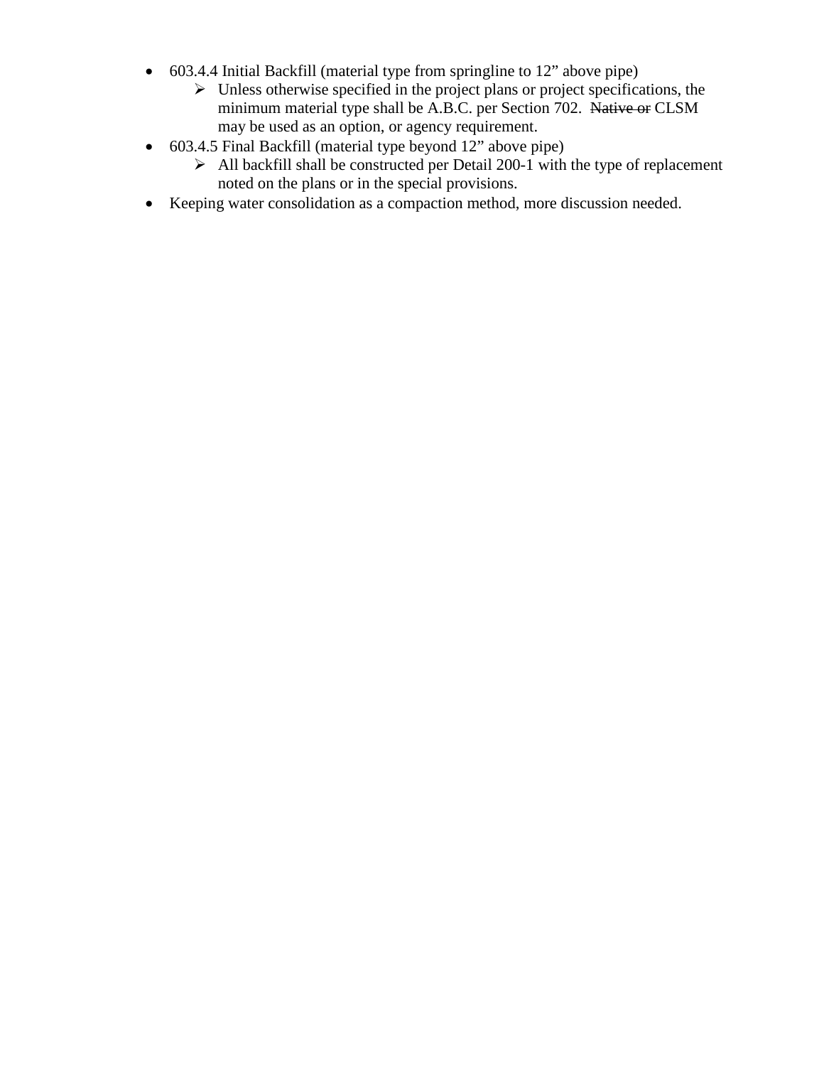- 603.4.4 Initial Backfill (material type from springline to 12" above pipe)
    - Unless otherwise specified in the project plans or project specifications, the minimum material type shall be A.B.C. per Section 702. ~~Native or~~ CLSM may be used as an option, or agency requirement.
- 603.4.5 Final Backfill (material type beyond 12" above pipe)
    - All backfill shall be constructed per Detail 200-1 with the type of replacement noted on the plans or in the special provisions.
- Keeping water consolidation as a compaction method, more discussion needed.